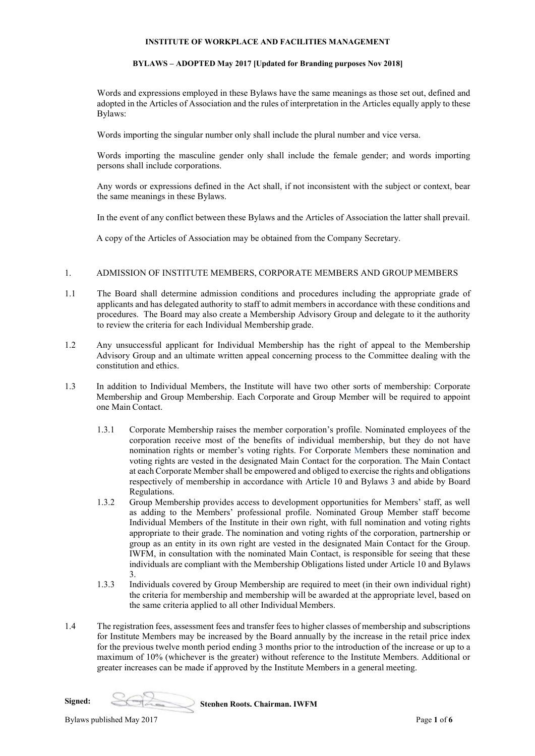**INSTITUTE OF WORKPLACE AND FACILITIES MANAGEMENT**

**BYLAWS – ADOPTED May 2017 [Updated for Branding purposes Nov 2018]**

Words and expressions employed in these Bylaws have the same meanings as those set out, defined and adopted in the Articles of Association and the rules of interpretation in the Articles equally apply to these Bylaws:

Words importing the singular number only shall include the plural number and vice versa.

Words importing the masculine gender only shall include the female gender; and words importing persons shall include corporations.

Any words or expressions defined in the Act shall, if not inconsistent with the subject or context, bear the same meanings in these Bylaws.

In the event of any conflict between these Bylaws and the Articles of Association the latter shall prevail.

A copy of the Articles of Association may be obtained from the Company Secretary.

## 1. ADMISSION OF INSTITUTE MEMBERS, CORPORATE MEMBERS AND GROUP MEMBERS

1.1 The Board shall determine admission conditions and procedures including the appropriate grade of applicants and has delegated authority to staff to admit members in accordance with these conditions and procedures. The Board may also create a Membership Advisory Group and delegate to it the authority to review the criteria for each Individual Membership grade.

1.2 Any unsuccessful applicant for Individual Membership has the right of appeal to the Membership Advisory Group and an ultimate written appeal concerning process to the Committee dealing with the constitution and ethics.

1.3 In addition to Individual Members, the Institute will have two other sorts of membership: Corporate Membership and Group Membership. Each Corporate and Group Member will be required to appoint one Main Contact.

1.3.1 Corporate Membership raises the member corporation's profile. Nominated employees of the corporation receive most of the benefits of individual membership, but they do not have nomination rights or member's voting rights. For Corporate Members these nomination and voting rights are vested in the designated Main Contact for the corporation. The Main Contact at each Corporate Member shall be empowered and obliged to exercise the rights and obligations respectively of membership in accordance with Article 10 and Bylaws 3 and abide by Board Regulations.

1.3.2 Group Membership provides access to development opportunities for Members' staff, as well as adding to the Members' professional profile. Nominated Group Member staff become Individual Members of the Institute in their own right, with full nomination and voting rights appropriate to their grade. The nomination and voting rights of the corporation, partnership or group as an entity in its own right are vested in the designated Main Contact for the Group. IWFM, in consultation with the nominated Main Contact, is responsible for seeing that these individuals are compliant with the Membership Obligations listed under Article 10 and Bylaws 3.

1.3.3 Individuals covered by Group Membership are required to meet (in their own individual right) the criteria for membership and membership will be awarded at the appropriate level, based on the same criteria applied to all other Individual Members.

1.4 The registration fees, assessment fees and transfer fees to higher classes of membership and subscriptions for Institute Members may be increased by the Board annually by the increase in the retail price index for the previous twelve month period ending 3 months prior to the introduction of the increase or up to a maximum of 10% (whichever is the greater) without reference to the Institute Members. Additional or greater increases can be made if approved by the Institute Members in a general meeting.

**Signed:** **Stephen Roots, Chairman, IWFM**

Bylaws published May 2017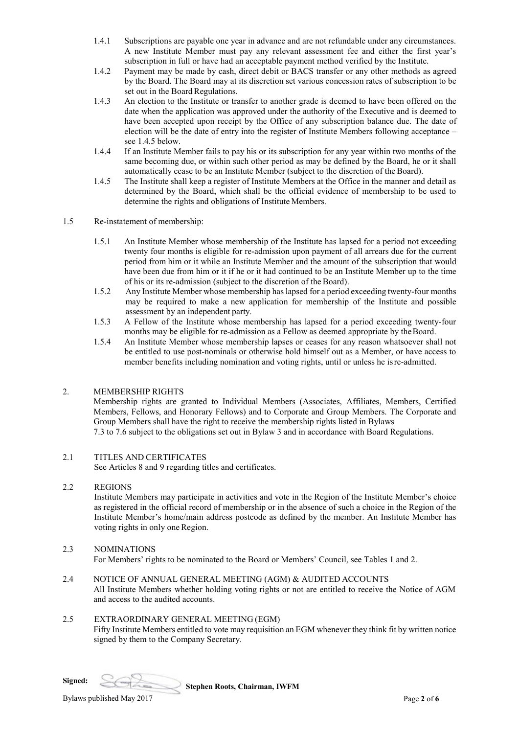1.4.1 Subscriptions are payable one year in advance and are not refundable under any circumstances. A new Institute Member must pay any relevant assessment fee and either the first year's subscription in full or have had an acceptable payment method verified by the Institute.

1.4.2 Payment may be made by cash, direct debit or BACS transfer or any other methods as agreed by the Board. The Board may at its discretion set various concession rates of subscription to be set out in the Board Regulations.

1.4.3 An election to the Institute or transfer to another grade is deemed to have been offered on the date when the application was approved under the authority of the Executive and is deemed to have been accepted upon receipt by the Office of any subscription balance due. The date of election will be the date of entry into the register of Institute Members following acceptance – see 1.4.5 below.

1.4.4 If an Institute Member fails to pay his or its subscription for any year within two months of the same becoming due, or within such other period as may be defined by the Board, he or it shall automatically cease to be an Institute Member (subject to the discretion of the Board).

1.4.5 The Institute shall keep a register of Institute Members at the Office in the manner and detail as determined by the Board, which shall be the official evidence of membership to be used to determine the rights and obligations of Institute Members.

1.5 Re-instatement of membership:

1.5.1 An Institute Member whose membership of the Institute has lapsed for a period not exceeding twenty four months is eligible for re-admission upon payment of all arrears due for the current period from him or it while an Institute Member and the amount of the subscription that would have been due from him or it if he or it had continued to be an Institute Member up to the time of his or its re-admission (subject to the discretion of the Board).

1.5.2 Any Institute Member whose membership has lapsed for a period exceeding twenty-four months may be required to make a new application for membership of the Institute and possible assessment by an independent party.

1.5.3 A Fellow of the Institute whose membership has lapsed for a period exceeding twenty-four months may be eligible for re-admission as a Fellow as deemed appropriate by the Board.

1.5.4 An Institute Member whose membership lapses or ceases for any reason whatsoever shall not be entitled to use post-nominals or otherwise hold himself out as a Member, or have access to member benefits including nomination and voting rights, until or unless he is re-admitted.

## 2. MEMBERSHIP RIGHTS

Membership rights are granted to Individual Members (Associates, Affiliates, Members, Certified Members, Fellows, and Honorary Fellows) and to Corporate and Group Members. The Corporate and Group Members shall have the right to receive the membership rights listed in Bylaws 7.3 to 7.6 subject to the obligations set out in Bylaw 3 and in accordance with Board Regulations.

### 2.1 TITLES AND CERTIFICATES

See Articles 8 and 9 regarding titles and certificates.

### 2.2 REGIONS

Institute Members may participate in activities and vote in the Region of the Institute Member's choice as registered in the official record of membership or in the absence of such a choice in the Region of the Institute Member's home/main address postcode as defined by the member. An Institute Member has voting rights in only one Region.

### 2.3 NOMINATIONS

For Members' rights to be nominated to the Board or Members' Council, see Tables 1 and 2.

### 2.4 NOTICE OF ANNUAL GENERAL MEETING (AGM) & AUDITED ACCOUNTS

All Institute Members whether holding voting rights or not are entitled to receive the Notice of AGM and access to the audited accounts.

### 2.5 EXTRAORDINARY GENERAL MEETING (EGM)

Fifty Institute Members entitled to vote may requisition an EGM whenever they think fit by written notice signed by them to the Company Secretary.

**Signed:** **Stephen Roots, Chairman, IWFM**

Bylaws published May 2017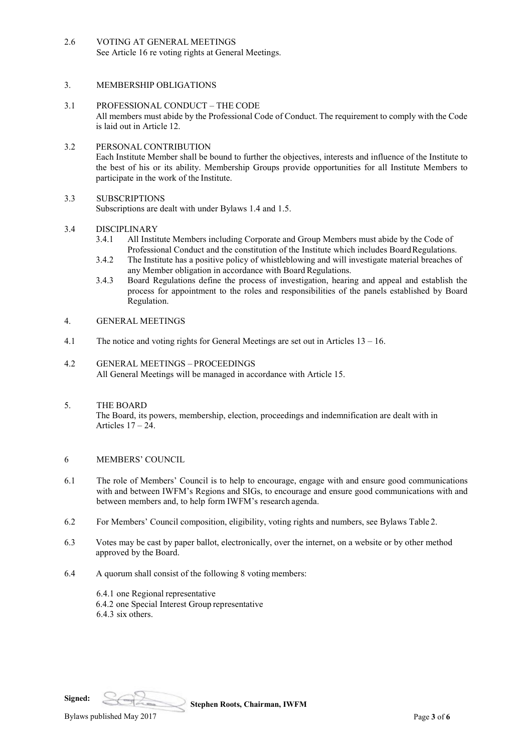### 2.6 VOTING AT GENERAL MEETINGS

See Article 16 re voting rights at General Meetings.

## 3. MEMBERSHIP OBLIGATIONS

### 3.1 PROFESSIONAL CONDUCT – THE CODE

All members must abide by the Professional Code of Conduct. The requirement to comply with the Code is laid out in Article 12.

### 3.2 PERSONAL CONTRIBUTION

Each Institute Member shall be bound to further the objectives, interests and influence of the Institute to the best of his or its ability. Membership Groups provide opportunities for all Institute Members to participate in the work of the Institute.

### 3.3 SUBSCRIPTIONS

Subscriptions are dealt with under Bylaws 1.4 and 1.5.

### 3.4 DISCIPLINARY

3.4.1 All Institute Members including Corporate and Group Members must abide by the Code of Professional Conduct and the constitution of the Institute which includes Board Regulations.

3.4.2 The Institute has a positive policy of whistleblowing and will investigate material breaches of any Member obligation in accordance with Board Regulations.

3.4.3 Board Regulations define the process of investigation, hearing and appeal and establish the process for appointment to the roles and responsibilities of the panels established by Board Regulation.

## 4. GENERAL MEETINGS

4.1 The notice and voting rights for General Meetings are set out in Articles 13 – 16.

### 4.2 GENERAL MEETINGS – PROCEEDINGS

All General Meetings will be managed in accordance with Article 15.

## 5. THE BOARD

The Board, its powers, membership, election, proceedings and indemnification are dealt with in Articles 17 – 24.

## 6 MEMBERS' COUNCIL

6.1 The role of Members' Council is to help to encourage, engage with and ensure good communications with and between IWFM's Regions and SIGs, to encourage and ensure good communications with and between members and, to help form IWFM's research agenda.

6.2 For Members' Council composition, eligibility, voting rights and numbers, see Bylaws Table 2.

6.3 Votes may be cast by paper ballot, electronically, over the internet, on a website or by other method approved by the Board.

6.4 A quorum shall consist of the following 8 voting members:

6.4.1 one Regional representative
6.4.2 one Special Interest Group representative
6.4.3 six others.

**Signed:** **Stephen Roots, Chairman, IWFM**

Bylaws published May 2017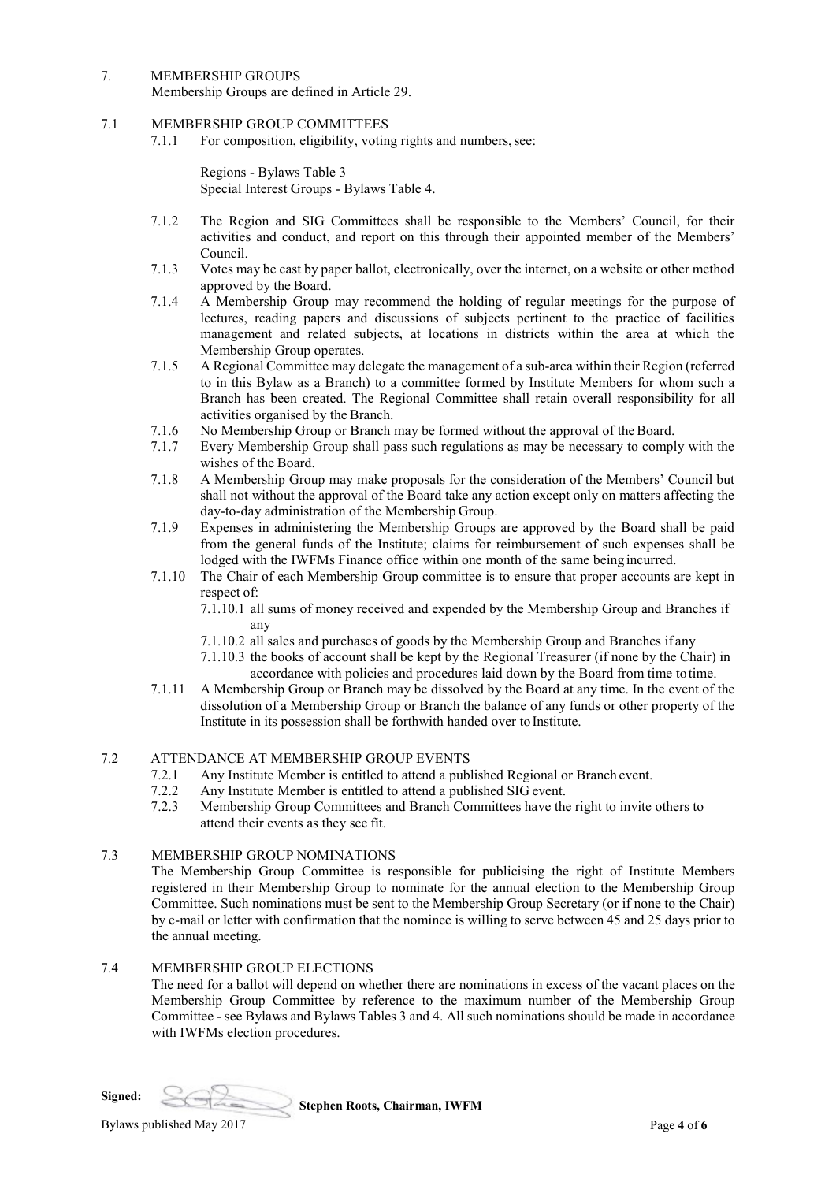## 7. MEMBERSHIP GROUPS

Membership Groups are defined in Article 29.

### 7.1 MEMBERSHIP GROUP COMMITTEES

7.1.1 For composition, eligibility, voting rights and numbers, see:

Regions - Bylaws Table 3
Special Interest Groups - Bylaws Table 4.

7.1.2 The Region and SIG Committees shall be responsible to the Members' Council, for their activities and conduct, and report on this through their appointed member of the Members' Council.

7.1.3 Votes may be cast by paper ballot, electronically, over the internet, on a website or other method approved by the Board.

7.1.4 A Membership Group may recommend the holding of regular meetings for the purpose of lectures, reading papers and discussions of subjects pertinent to the practice of facilities management and related subjects, at locations in districts within the area at which the Membership Group operates.

7.1.5 A Regional Committee may delegate the management of a sub-area within their Region (referred to in this Bylaw as a Branch) to a committee formed by Institute Members for whom such a Branch has been created. The Regional Committee shall retain overall responsibility for all activities organised by the Branch.

7.1.6 No Membership Group or Branch may be formed without the approval of the Board.

7.1.7 Every Membership Group shall pass such regulations as may be necessary to comply with the wishes of the Board.

7.1.8 A Membership Group may make proposals for the consideration of the Members' Council but shall not without the approval of the Board take any action except only on matters affecting the day-to-day administration of the Membership Group.

7.1.9 Expenses in administering the Membership Groups are approved by the Board shall be paid from the general funds of the Institute; claims for reimbursement of such expenses shall be lodged with the IWFMs Finance office within one month of the same being incurred.

7.1.10 The Chair of each Membership Group committee is to ensure that proper accounts are kept in respect of:

- 7.1.10.1 all sums of money received and expended by the Membership Group and Branches if any
- 7.1.10.2 all sales and purchases of goods by the Membership Group and Branches if any
- 7.1.10.3 the books of account shall be kept by the Regional Treasurer (if none by the Chair) in accordance with policies and procedures laid down by the Board from time to time.

7.1.11 A Membership Group or Branch may be dissolved by the Board at any time. In the event of the dissolution of a Membership Group or Branch the balance of any funds or other property of the Institute in its possession shall be forthwith handed over to Institute.

### 7.2 ATTENDANCE AT MEMBERSHIP GROUP EVENTS

7.2.1 Any Institute Member is entitled to attend a published Regional or Branch event.

7.2.2 Any Institute Member is entitled to attend a published SIG event.

7.2.3 Membership Group Committees and Branch Committees have the right to invite others to attend their events as they see fit.

### 7.3 MEMBERSHIP GROUP NOMINATIONS

The Membership Group Committee is responsible for publicising the right of Institute Members registered in their Membership Group to nominate for the annual election to the Membership Group Committee. Such nominations must be sent to the Membership Group Secretary (or if none to the Chair) by e-mail or letter with confirmation that the nominee is willing to serve between 45 and 25 days prior to the annual meeting.

### 7.4 MEMBERSHIP GROUP ELECTIONS

The need for a ballot will depend on whether there are nominations in excess of the vacant places on the Membership Group Committee by reference to the maximum number of the Membership Group Committee - see Bylaws and Bylaws Tables 3 and 4. All such nominations should be made in accordance with IWFMs election procedures.

**Signed:** **Stephen Roots, Chairman, IWFM**

Bylaws published May 2017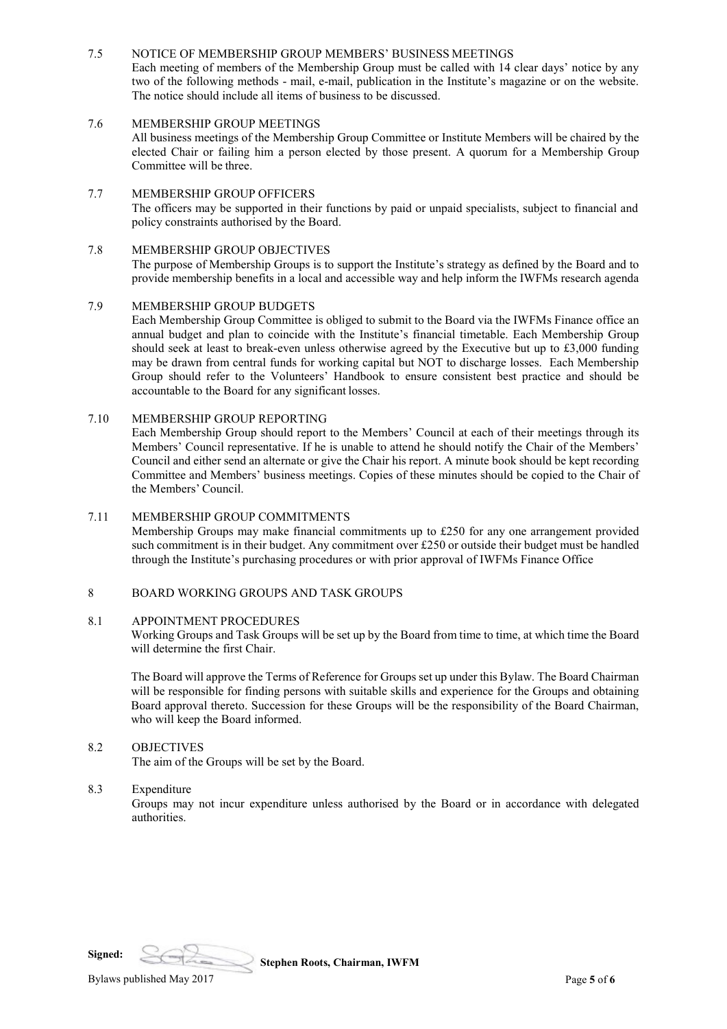7.5 NOTICE OF MEMBERSHIP GROUP MEMBERS' BUSINESS MEETINGS

Each meeting of members of the Membership Group must be called with 14 clear days' notice by any two of the following methods - mail, e-mail, publication in the Institute's magazine or on the website. The notice should include all items of business to be discussed.

7.6 MEMBERSHIP GROUP MEETINGS

All business meetings of the Membership Group Committee or Institute Members will be chaired by the elected Chair or failing him a person elected by those present. A quorum for a Membership Group Committee will be three.

7.7 MEMBERSHIP GROUP OFFICERS

The officers may be supported in their functions by paid or unpaid specialists, subject to financial and policy constraints authorised by the Board.

7.8 MEMBERSHIP GROUP OBJECTIVES

The purpose of Membership Groups is to support the Institute's strategy as defined by the Board and to provide membership benefits in a local and accessible way and help inform the IWFMs research agenda

7.9 MEMBERSHIP GROUP BUDGETS

Each Membership Group Committee is obliged to submit to the Board via the IWFMs Finance office an annual budget and plan to coincide with the Institute's financial timetable. Each Membership Group should seek at least to break-even unless otherwise agreed by the Executive but up to £3,000 funding may be drawn from central funds for working capital but NOT to discharge losses. Each Membership Group should refer to the Volunteers' Handbook to ensure consistent best practice and should be accountable to the Board for any significant losses.

7.10 MEMBERSHIP GROUP REPORTING

Each Membership Group should report to the Members' Council at each of their meetings through its Members' Council representative. If he is unable to attend he should notify the Chair of the Members' Council and either send an alternate or give the Chair his report. A minute book should be kept recording Committee and Members' business meetings. Copies of these minutes should be copied to the Chair of the Members' Council.

7.11 MEMBERSHIP GROUP COMMITMENTS

Membership Groups may make financial commitments up to £250 for any one arrangement provided such commitment is in their budget. Any commitment over £250 or outside their budget must be handled through the Institute's purchasing procedures or with prior approval of IWFMs Finance Office

8 BOARD WORKING GROUPS AND TASK GROUPS

8.1 APPOINTMENT PROCEDURES

Working Groups and Task Groups will be set up by the Board from time to time, at which time the Board will determine the first Chair.

The Board will approve the Terms of Reference for Groups set up under this Bylaw. The Board Chairman will be responsible for finding persons with suitable skills and experience for the Groups and obtaining Board approval thereto. Succession for these Groups will be the responsibility of the Board Chairman, who will keep the Board informed.

8.2 OBJECTIVES

The aim of the Groups will be set by the Board.

8.3 Expenditure

Groups may not incur expenditure unless authorised by the Board or in accordance with delegated authorities.

**Signed:** **Stephen Roots, Chairman, IWFM**

Bylaws published May 2017